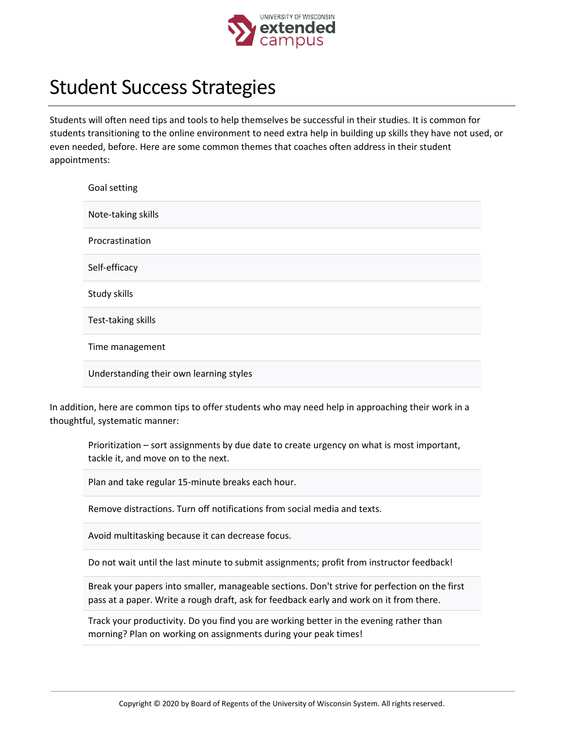# Student Success Strategies

Students will often need tips and tools to help themselves be successful in their studies. It is common for students transitioning to the online environment to need extra help in building up skills they have not used, or even needed, before. Here are some common themes that coaches often address in their student appointments:

- Goal setting
- Note-taking skills
- Procrastination
- Self-efficacy
- Study skills
- Test-taking skills
- Time management
- Understanding their own learning styles

In addition, here are common tips to offer students who may need help in approaching their work in a thoughtful, systematic manner:

- Prioritization – sort assignments by due date to create urgency on what is most important, tackle it, and move on to the next.
- Plan and take regular 15-minute breaks each hour.
- Remove distractions. Turn off notifications from social media and texts.
- Avoid multitasking because it can decrease focus.
- Do not wait until the last minute to submit assignments; profit from instructor feedback!
- Break your papers into smaller, manageable sections. Don't strive for perfection on the first pass at a paper. Write a rough draft, ask for feedback early and work on it from there.
- Track your productivity. Do you find you are working better in the evening rather than morning? Plan on working on assignments during your peak times!

Copyright © 2020 by Board of Regents of the University of Wisconsin System. All rights reserved.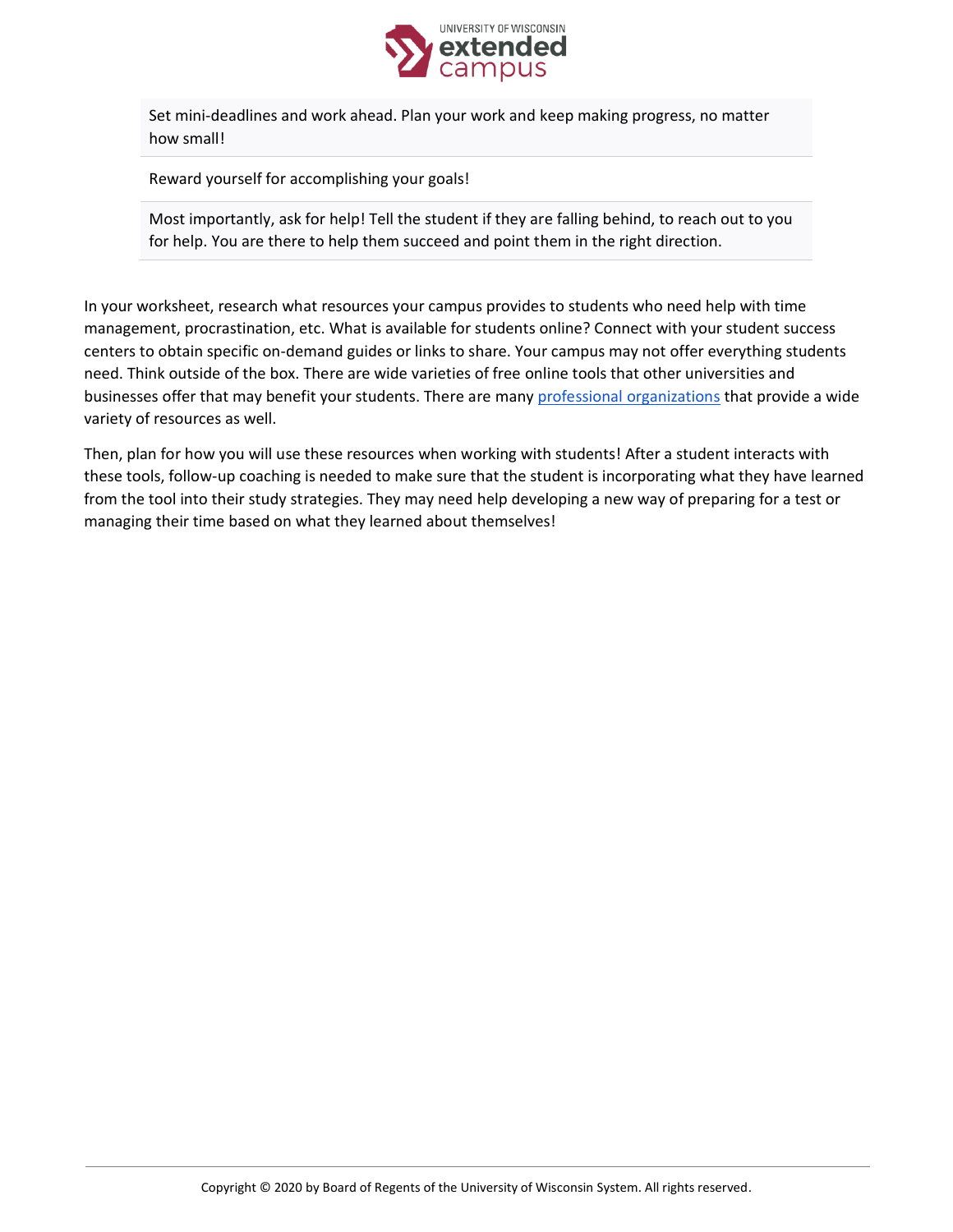| |
| --- |
| Set mini-deadlines and work ahead. Plan your work and keep making progress, no matter how small! |
| Reward yourself for accomplishing your goals! |
| Most importantly, ask for help! Tell the student if they are falling behind, to reach out to you for help. You are there to help them succeed and point them in the right direction. |

In your worksheet, research what resources your campus provides to students who need help with time management, procrastination, etc. What is available for students online? Connect with your student success centers to obtain specific on-demand guides or links to share. Your campus may not offer everything students need. Think outside of the box. There are wide varieties of free online tools that other universities and businesses offer that may benefit your students. There are many professional organizations that provide a wide variety of resources as well.

Then, plan for how you will use these resources when working with students! After a student interacts with these tools, follow-up coaching is needed to make sure that the student is incorporating what they have learned from the tool into their study strategies. They may need help developing a new way of preparing for a test or managing their time based on what they learned about themselves!